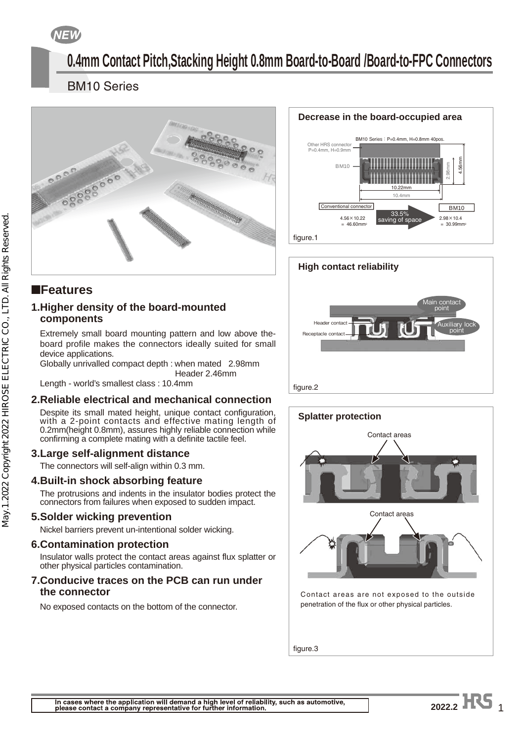NEW

# 0.4mm Contact Pitch,Stacking Height 0.8mm Board-to-Board /Board-to-FPC Connectors

## BM10 Series

### Decrease in the board-occupied area

BM10 Series：P=0.4mm, H=0.8mm 40pos.

Other HRS connector P=0.4mm, H=0.9mm

BM10

2.98mm

4.56mm

10.22mm

10.4mm

Conventional connector: 4.56×10.22 = 46.60mm²

33.5% saving of space

BM10: 2.98×10.4 = 30.99mm²

figure.1

### High contact reliability

Main contact point

Auxiliary lock point

Header contact

Receptacle contact

figure.2

### Splatter protection

Contact areas

Contact areas

Contact areas are not exposed to the outside penetration of the flux or other physical particles.

figure.3

## ■Features

### 1.Higher density of the board-mounted components

Extremely small board mounting pattern and low above the-board profile makes the connectors ideally suited for small device applications.

Globally unrivalled compact depth : when mated 2.98mm
Header 2.46mm

Length - world's smallest class : 10.4mm

### 2.Reliable electrical and mechanical connection

Despite its small mated height, unique contact configuration, with a 2-point contacts and effective mating length of 0.2mm(height 0.8mm), assures highly reliable connection while confirming a complete mating with a definite tactile feel.

### 3.Large self-alignment distance

The connectors will self-align within 0.3 mm.

### 4.Built-in shock absorbing feature

The protrusions and indents in the insulator bodies protect the connectors from failures when exposed to sudden impact.

### 5.Solder wicking prevention

Nickel barriers prevent un-intentional solder wicking.

### 6.Contamination protection

Insulator walls protect the contact areas against flux splatter or other physical particles contamination.

### 7.Conducive traces on the PCB can run under the connector

No exposed contacts on the bottom of the connector.

In cases where the application will demand a high level of reliability, such as automotive, please contact a company representative for further information.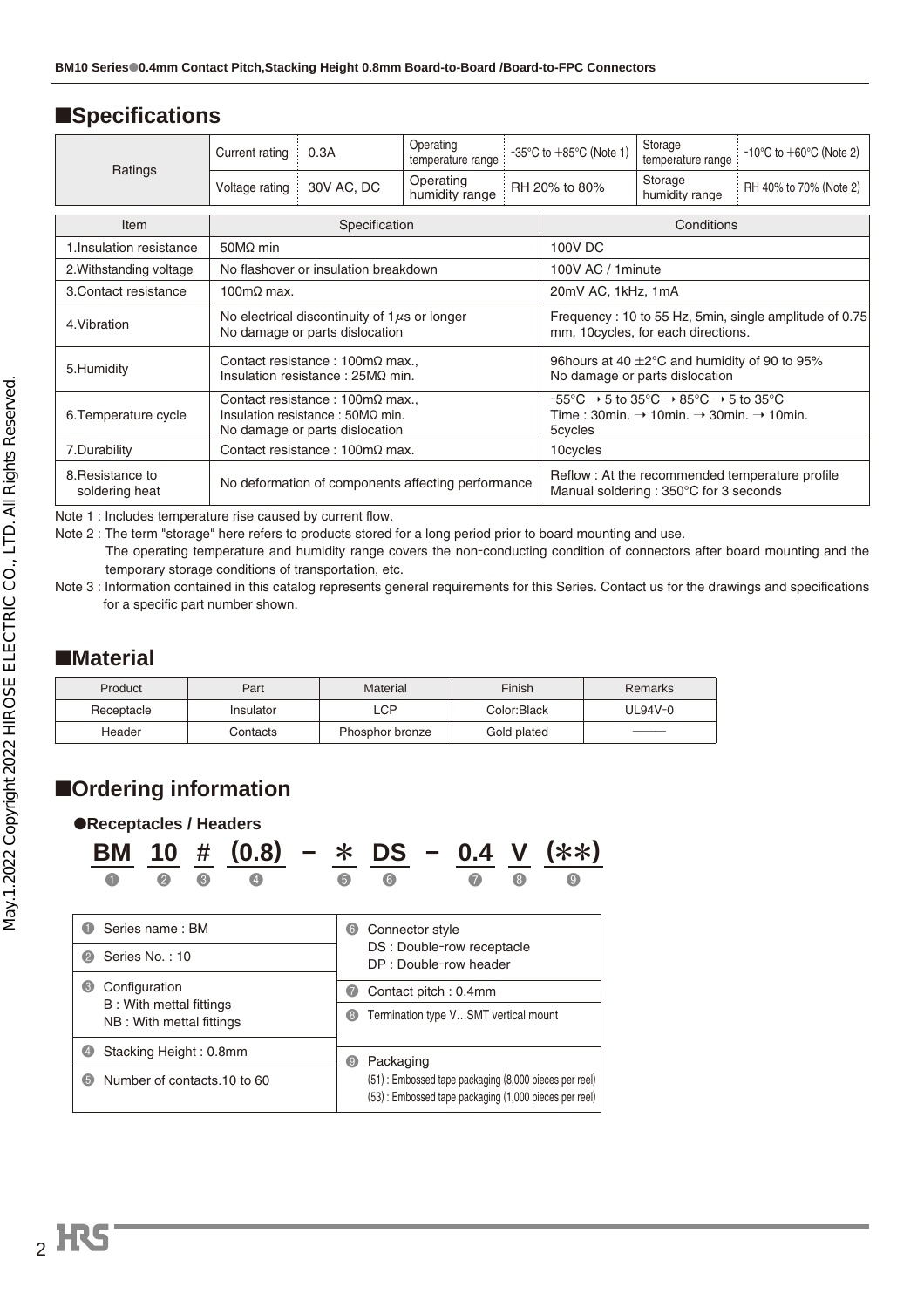## ■Specifications

| Ratings | Current rating | 0.3A | Operating temperature range | -35°C to +85°C (Note 1) | Storage temperature range | -10°C to +60°C (Note 2) |
|---|---|---|---|---|---|---|
| | Voltage rating | 30V AC, DC | Operating humidity range | RH 20% to 80% | Storage humidity range | RH 40% to 70% (Note 2) |

| Item | Specification | Conditions |
|---|---|---|
| 1.Insulation resistance | 50MΩ min | 100V DC |
| 2.Withstanding voltage | No flashover or insulation breakdown | 100V AC / 1minute |
| 3.Contact resistance | 100mΩ max. | 20mV AC, 1kHz, 1mA |
| 4.Vibration | No electrical discontinuity of 1$\mu$s or longer<br>No damage or parts dislocation | Frequency : 10 to 55 Hz, 5min, single amplitude of 0.75 mm, 10cycles, for each directions. |
| 5.Humidity | Contact resistance : 100mΩ max.,<br>Insulation resistance : 25MΩ min. | 96hours at 40 ±2°C and humidity of 90 to 95%<br>No damage or parts dislocation |
| 6.Temperature cycle | Contact resistance : 100mΩ max.,<br>Insulation resistance : 50MΩ min.<br>No damage or parts dislocation | -55°C → 5 to 35°C → 85°C → 5 to 35°C<br>Time : 30min. → 10min. → 30min. → 10min.<br>5cycles |
| 7.Durability | Contact resistance : 100mΩ max. | 10cycles |
| 8.Resistance to soldering heat | No deformation of components affecting performance | Reflow : At the recommended temperature profile<br>Manual soldering : 350°C for 3 seconds |

Note 1 : Includes temperature rise caused by current flow.

Note 2 : The term "storage" here refers to products stored for a long period prior to board mounting and use.
The operating temperature and humidity range covers the non-conducting condition of connectors after board mounting and the temporary storage conditions of transportation, etc.

Note 3 : Information contained in this catalog represents general requirements for this Series. Contact us for the drawings and specifications for a specific part number shown.

## ■Material

| Product | Part | Material | Finish | Remarks |
|---|---|---|---|---|
| Receptacle | Insulator | LCP | Color:Black | UL94V-0 |
| Header | Contacts | Phosphor bronze | Gold plated | —— |

## ■Ordering information

### ●Receptacles / Headers

**BM 10 # (0.8) − * DS − 0.4 V (**)**
❶ ❷ ❸ ❹ ❺ ❻ ❼ ❽ ❾

| | |
|---|---|
| ❶ Series name : BM | ❻ Connector style<br>DS : Double-row receptacle<br>DP : Double-row header |
| ❷ Series No. : 10 | |
| ❸ Configuration<br>B : With mettal fittings<br>NB : With mettal fittings | ❼ Contact pitch : 0.4mm |
| | ❽ Termination type V…SMT vertical mount |
| ❹ Stacking Height : 0.8mm | ❾ Packaging<br>(51) : Embossed tape packaging (8,000 pieces per reel)<br>(53) : Embossed tape packaging (1,000 pieces per reel) |
| ❺ Number of contacts.10 to 60 | |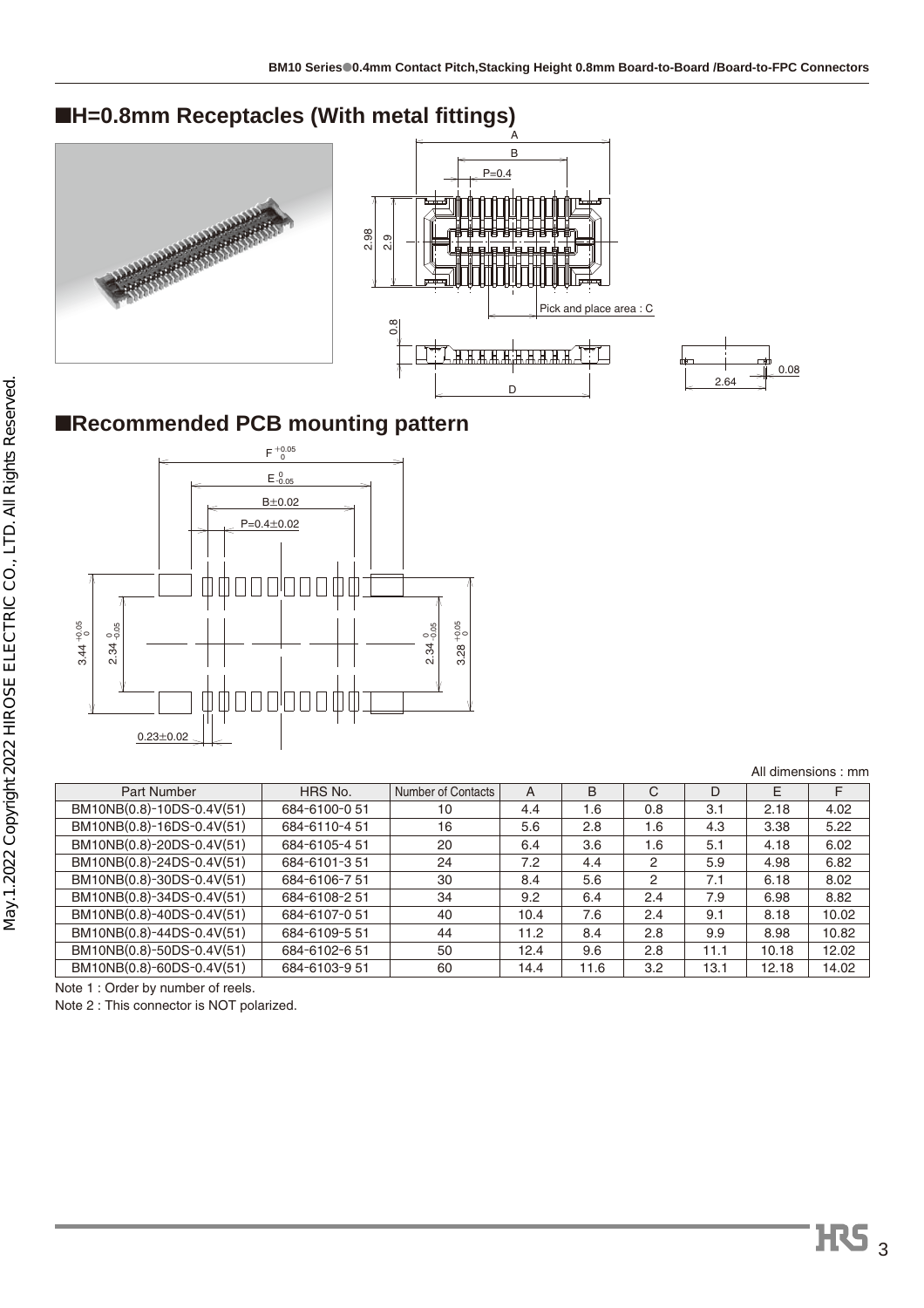## ■H=0.8mm Receptacles (With metal fittings)

## ■Recommended PCB mounting pattern

All dimensions : mm

| Part Number | HRS No. | Number of Contacts | A | B | C | D | E | F |
|---|---|---|---|---|---|---|---|---|
| BM10NB(0.8)-10DS-0.4V(51) | 684-6100-0 51 | 10 | 4.4 | 1.6 | 0.8 | 3.1 | 2.18 | 4.02 |
| BM10NB(0.8)-16DS-0.4V(51) | 684-6110-4 51 | 16 | 5.6 | 2.8 | 1.6 | 4.3 | 3.38 | 5.22 |
| BM10NB(0.8)-20DS-0.4V(51) | 684-6105-4 51 | 20 | 6.4 | 3.6 | 1.6 | 5.1 | 4.18 | 6.02 |
| BM10NB(0.8)-24DS-0.4V(51) | 684-6101-3 51 | 24 | 7.2 | 4.4 | 2 | 5.9 | 4.98 | 6.82 |
| BM10NB(0.8)-30DS-0.4V(51) | 684-6106-7 51 | 30 | 8.4 | 5.6 | 2 | 7.1 | 6.18 | 8.02 |
| BM10NB(0.8)-34DS-0.4V(51) | 684-6108-2 51 | 34 | 9.2 | 6.4 | 2.4 | 7.9 | 6.98 | 8.82 |
| BM10NB(0.8)-40DS-0.4V(51) | 684-6107-0 51 | 40 | 10.4 | 7.6 | 2.4 | 9.1 | 8.18 | 10.02 |
| BM10NB(0.8)-44DS-0.4V(51) | 684-6109-5 51 | 44 | 11.2 | 8.4 | 2.8 | 9.9 | 8.98 | 10.82 |
| BM10NB(0.8)-50DS-0.4V(51) | 684-6102-6 51 | 50 | 12.4 | 9.6 | 2.8 | 11.1 | 10.18 | 12.02 |
| BM10NB(0.8)-60DS-0.4V(51) | 684-6103-9 51 | 60 | 14.4 | 11.6 | 3.2 | 13.1 | 12.18 | 14.02 |

Note 1 : Order by number of reels.

Note 2 : This connector is NOT polarized.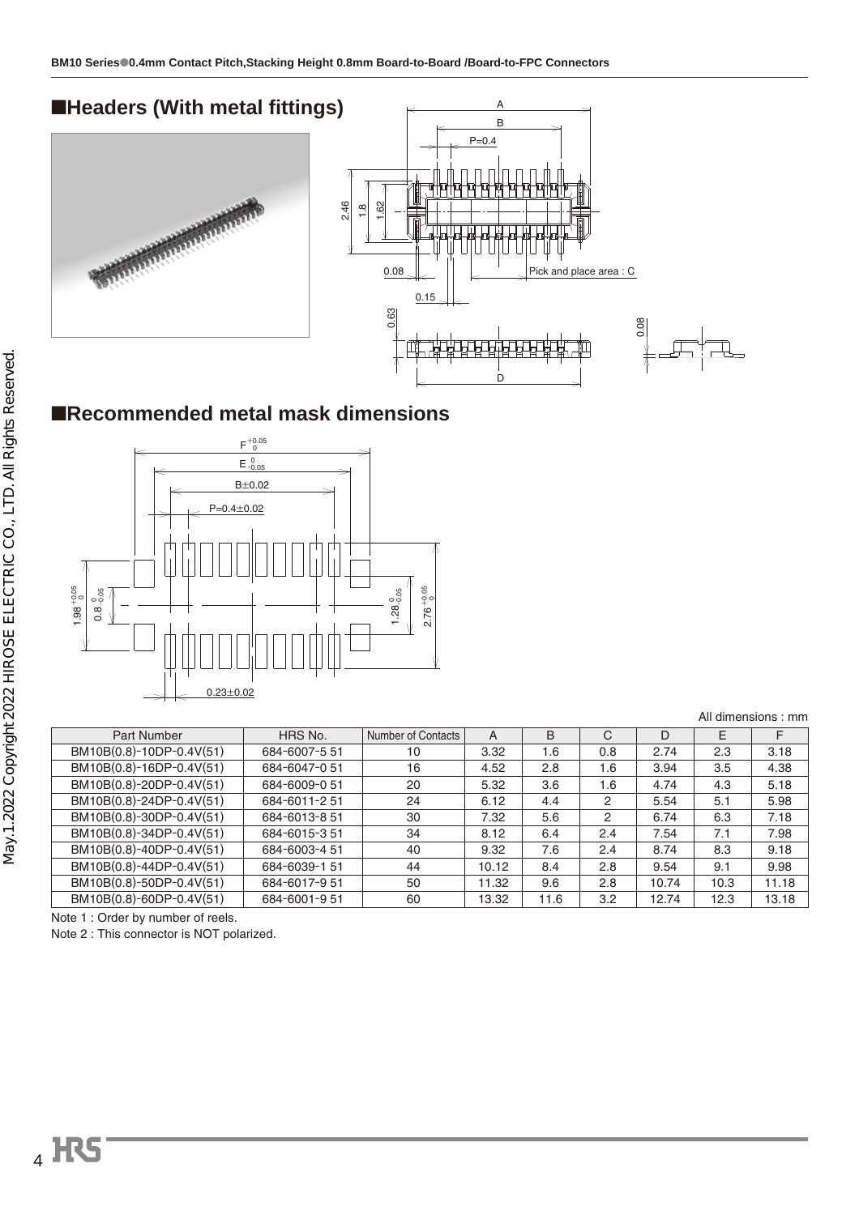## ■Headers (With metal fittings)

## ■Recommended metal mask dimensions

All dimensions : mm

| Part Number | HRS No. | Number of Contacts | A | B | C | D | E | F |
|---|---|---|---|---|---|---|---|---|
| BM10B(0.8)-10DP-0.4V(51) | 684-6007-5 51 | 10 | 3.32 | 1.6 | 0.8 | 2.74 | 2.3 | 3.18 |
| BM10B(0.8)-16DP-0.4V(51) | 684-6047-0 51 | 16 | 4.52 | 2.8 | 1.6 | 3.94 | 3.5 | 4.38 |
| BM10B(0.8)-20DP-0.4V(51) | 684-6009-0 51 | 20 | 5.32 | 3.6 | 1.6 | 4.74 | 4.3 | 5.18 |
| BM10B(0.8)-24DP-0.4V(51) | 684-6011-2 51 | 24 | 6.12 | 4.4 | 2 | 5.54 | 5.1 | 5.98 |
| BM10B(0.8)-30DP-0.4V(51) | 684-6013-8 51 | 30 | 7.32 | 5.6 | 2 | 6.74 | 6.3 | 7.18 |
| BM10B(0.8)-34DP-0.4V(51) | 684-6015-3 51 | 34 | 8.12 | 6.4 | 2.4 | 7.54 | 7.1 | 7.98 |
| BM10B(0.8)-40DP-0.4V(51) | 684-6003-4 51 | 40 | 9.32 | 7.6 | 2.4 | 8.74 | 8.3 | 9.18 |
| BM10B(0.8)-44DP-0.4V(51) | 684-6039-1 51 | 44 | 10.12 | 8.4 | 2.8 | 9.54 | 9.1 | 9.98 |
| BM10B(0.8)-50DP-0.4V(51) | 684-6017-9 51 | 50 | 11.32 | 9.6 | 2.8 | 10.74 | 10.3 | 11.18 |
| BM10B(0.8)-60DP-0.4V(51) | 684-6001-9 51 | 60 | 13.32 | 11.6 | 3.2 | 12.74 | 12.3 | 13.18 |

Note 1 : Order by number of reels.

Note 2 : This connector is NOT polarized.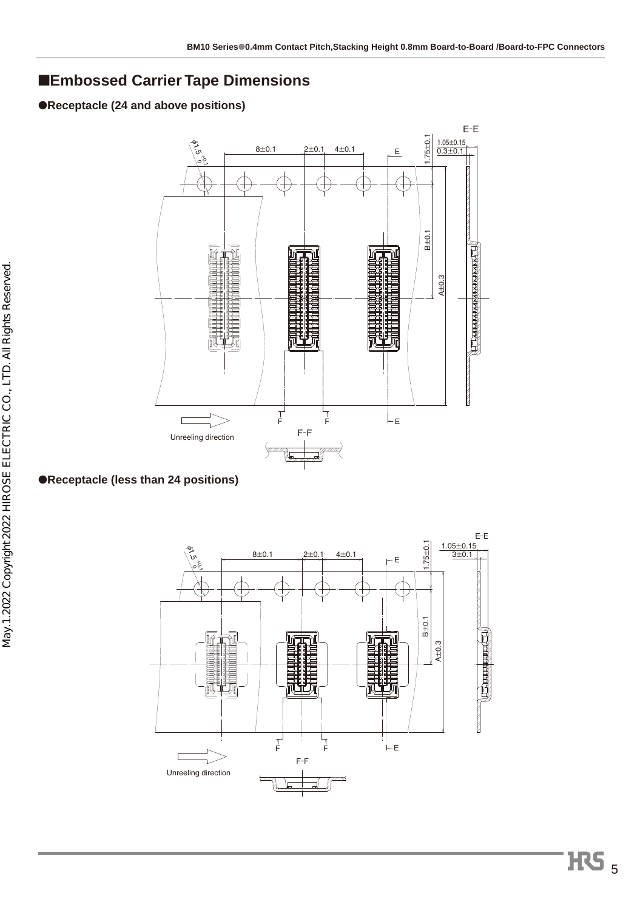## ■Embossed Carrier Tape Dimensions

### ●Receptacle (24 and above positions)

E-E

$\phi 1.5^{+0.1}_{0}$

8±0.1

2±0.1

4±0.1

1.75±0.1

1.05±0.15

0.3±0.1

B±0.1

A±0.3

E

F F E

Unreeling direction

F-F

### ●Receptacle (less than 24 positions)

E-E

$\phi 1.5^{+0.1}_{0}$

8±0.1

2±0.1

4±0.1

1.75±0.1

1.05±0.15

3±0.1

B±0.1

A±0.3

E

F F E

Unreeling direction

F-F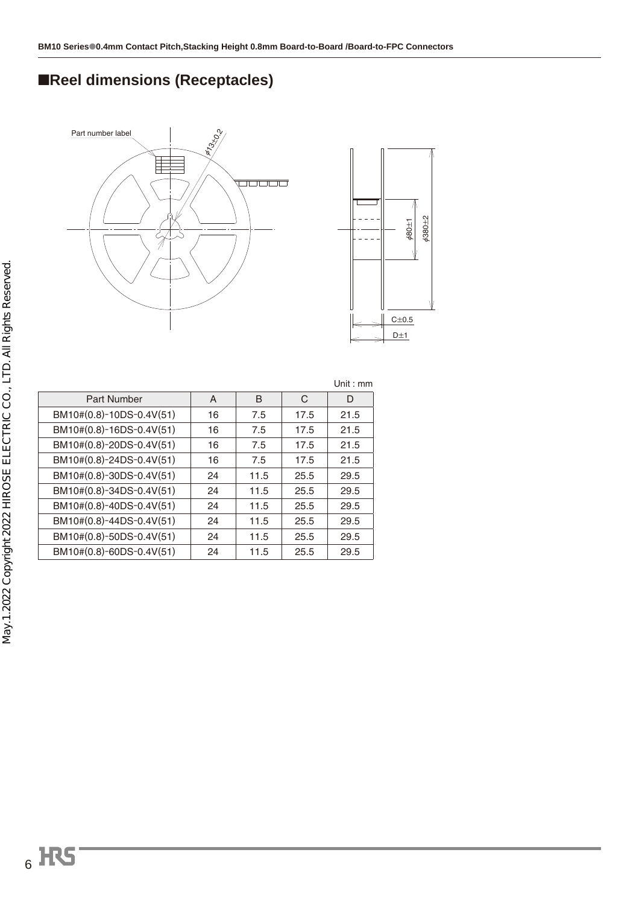## ■Reel dimensions (Receptacles)

Part number label

$\phi 13 \pm 0.2$

$\phi 80 \pm 1$

$\phi 380 \pm 2$

C±0.5

D±1

Unit : mm

| Part Number | A | B | C | D |
| --- | --- | --- | --- | --- |
| BM10#(0.8)-10DS-0.4V(51) | 16 | 7.5 | 17.5 | 21.5 |
| BM10#(0.8)-16DS-0.4V(51) | 16 | 7.5 | 17.5 | 21.5 |
| BM10#(0.8)-20DS-0.4V(51) | 16 | 7.5 | 17.5 | 21.5 |
| BM10#(0.8)-24DS-0.4V(51) | 16 | 7.5 | 17.5 | 21.5 |
| BM10#(0.8)-30DS-0.4V(51) | 24 | 11.5 | 25.5 | 29.5 |
| BM10#(0.8)-34DS-0.4V(51) | 24 | 11.5 | 25.5 | 29.5 |
| BM10#(0.8)-40DS-0.4V(51) | 24 | 11.5 | 25.5 | 29.5 |
| BM10#(0.8)-44DS-0.4V(51) | 24 | 11.5 | 25.5 | 29.5 |
| BM10#(0.8)-50DS-0.4V(51) | 24 | 11.5 | 25.5 | 29.5 |
| BM10#(0.8)-60DS-0.4V(51) | 24 | 11.5 | 25.5 | 29.5 |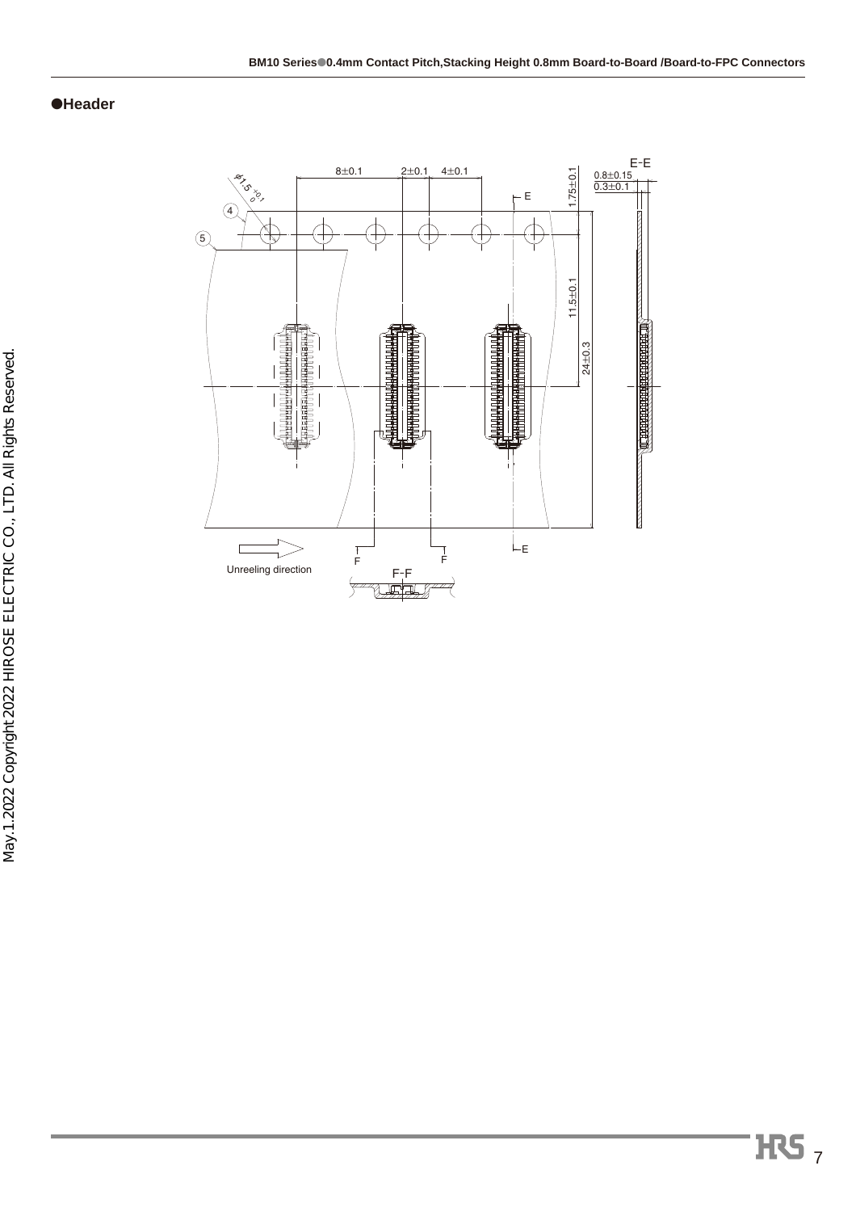## ●Header

8±0.1 2±0.1 4±0.1

E-E

0.8±0.15

0.3±0.1

1.75±0.1

φ1.5 +0.1 0

4

5

11.5±0.1

24±0.3

E

E

F F

F-F

Unreeling direction

May.1.2022 Copyright 2022 HIROSE ELECTRIC CO., LTD. All Rights Reserved.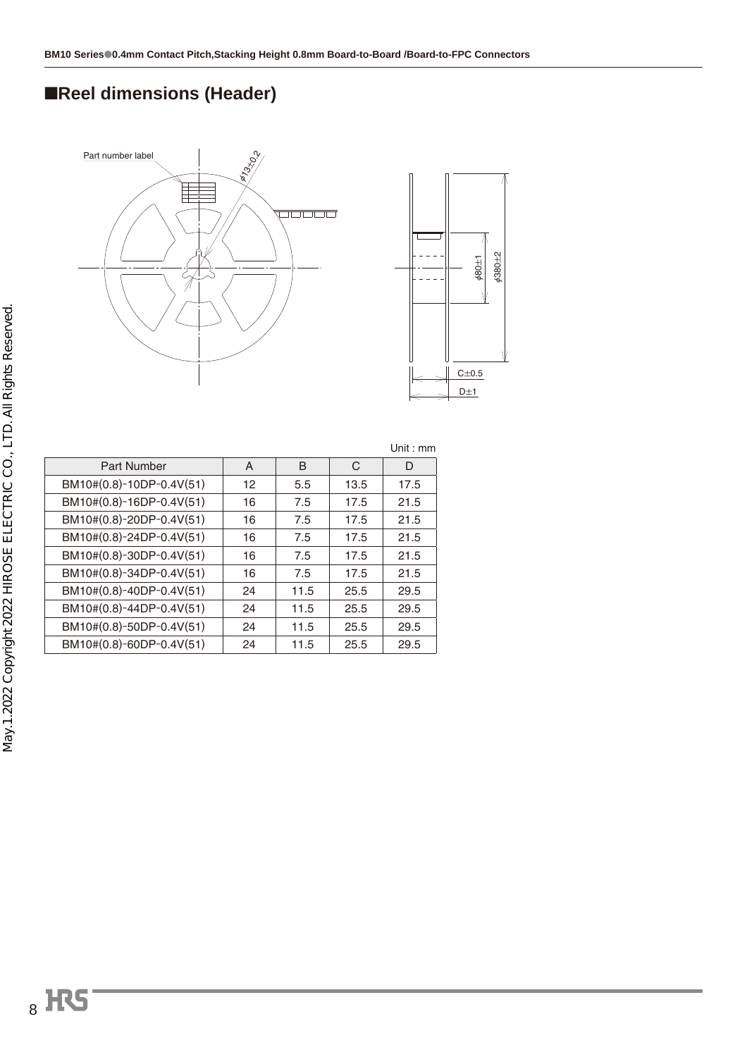## ■Reel dimensions (Header)

Part number label

$\phi13\pm0.2$

$\phi80\pm1$

$\phi380\pm2$

C±0.5

D±1

Unit : mm

| Part Number | A | B | C | D |
|---|---|---|---|---|
| BM10#(0.8)-10DP-0.4V(51) | 12 | 5.5 | 13.5 | 17.5 |
| BM10#(0.8)-16DP-0.4V(51) | 16 | 7.5 | 17.5 | 21.5 |
| BM10#(0.8)-20DP-0.4V(51) | 16 | 7.5 | 17.5 | 21.5 |
| BM10#(0.8)-24DP-0.4V(51) | 16 | 7.5 | 17.5 | 21.5 |
| BM10#(0.8)-30DP-0.4V(51) | 16 | 7.5 | 17.5 | 21.5 |
| BM10#(0.8)-34DP-0.4V(51) | 16 | 7.5 | 17.5 | 21.5 |
| BM10#(0.8)-40DP-0.4V(51) | 24 | 11.5 | 25.5 | 29.5 |
| BM10#(0.8)-44DP-0.4V(51) | 24 | 11.5 | 25.5 | 29.5 |
| BM10#(0.8)-50DP-0.4V(51) | 24 | 11.5 | 25.5 | 29.5 |
| BM10#(0.8)-60DP-0.4V(51) | 24 | 11.5 | 25.5 | 29.5 |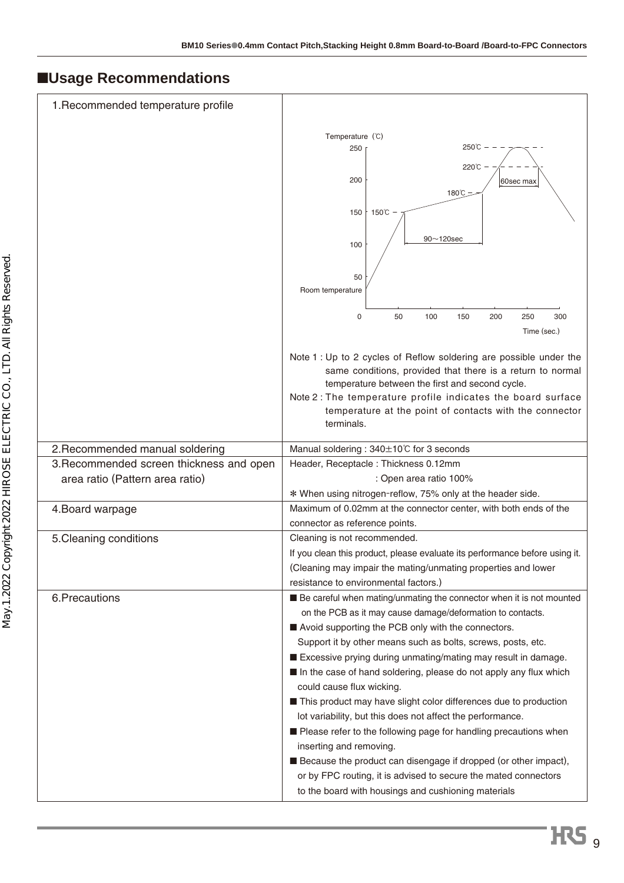## ■Usage Recommendations

| | |
|---|---|
| 1.Recommended temperature profile | Temperature (℃) / Time (sec.) profile: Room temperature → 150℃ (at ~60 sec) → 180℃ (90~120sec) → 220℃ (60sec max) → 250℃ peak<br><br>Note 1 : Up to 2 cycles of Reflow soldering are possible under the same conditions, provided that there is a return to normal temperature between the first and second cycle.<br>Note 2 : The temperature profile indicates the board surface temperature at the point of contacts with the connector terminals. |
| 2.Recommended manual soldering | Manual soldering : 340±10℃ for 3 seconds |
| 3.Recommended screen thickness and open area ratio (Pattern area ratio) | Header, Receptacle : Thickness 0.12mm<br>: Open area ratio 100%<br>* When using nitrogen-reflow, 75% only at the header side. |
| 4.Board warpage | Maximum of 0.02mm at the connector center, with both ends of the connector as reference points. |
| 5.Cleaning conditions | Cleaning is not recommended.<br>If you clean this product, please evaluate its performance before using it.<br>(Cleaning may impair the mating/unmating properties and lower resistance to environmental factors.) |
| 6.Precautions | ■ Be careful when mating/unmating the connector when it is not mounted on the PCB as it may cause damage/deformation to contacts.<br>■ Avoid supporting the PCB only with the connectors. Support it by other means such as bolts, screws, posts, etc.<br>■ Excessive prying during unmating/mating may result in damage.<br>■ In the case of hand soldering, please do not apply any flux which could cause flux wicking.<br>■ This product may have slight color differences due to production lot variability, but this does not affect the performance.<br>■ Please refer to the following page for handling precautions when inserting and removing.<br>■ Because the product can disengage if dropped (or other impact), or by FPC routing, it is advised to secure the mated connectors to the board with housings and cushioning materials |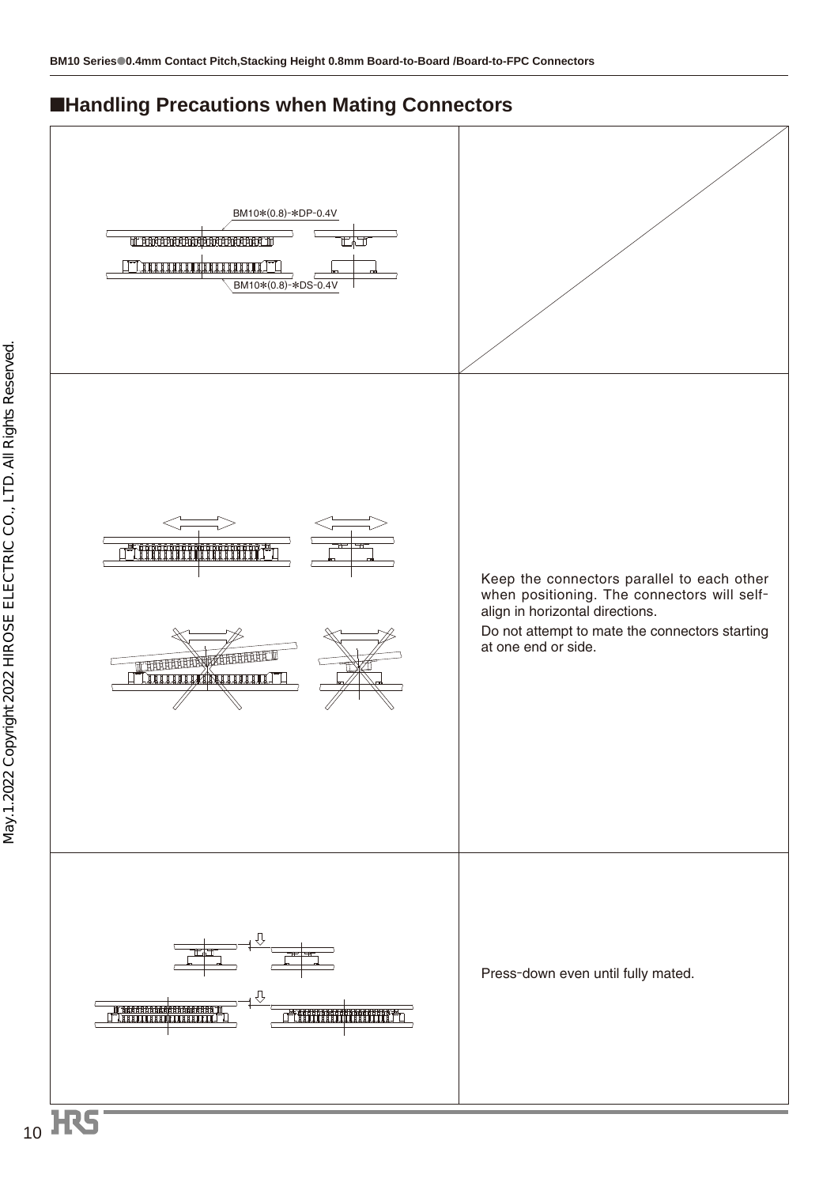## ■Handling Precautions when Mating Connectors

| | |
|---|---|
| BM10*(0.8)-*DP-0.4V<br>BM10*(0.8)-*DS-0.4V | |
| | Keep the connectors parallel to each other when positioning. The connectors will self-align in horizontal directions.<br>Do not attempt to mate the connectors starting at one end or side. |
| | Press-down even until fully mated. |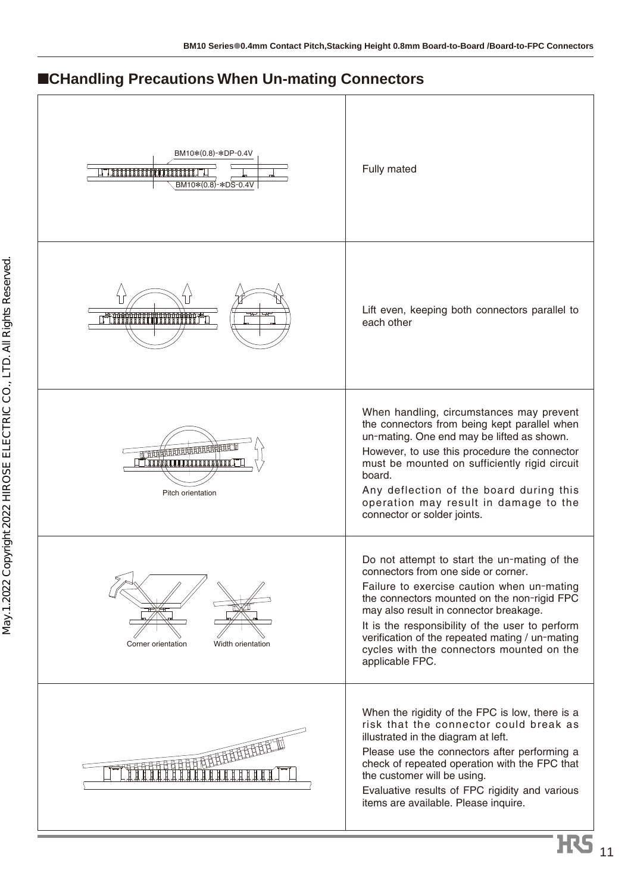## ■CHandling Precautions When Un-mating Connectors

| | |
|---|---|
| BM10*(0.8)-*DP-0.4V<br>BM10*(0.8)-*DS-0.4V | Fully mated |
| | Lift even, keeping both connectors parallel to each other |
| Pitch orientation | When handling, circumstances may prevent the connectors from being kept parallel when un-mating. One end may be lifted as shown.<br>However, to use this procedure the connector must be mounted on sufficiently rigid circuit board.<br>Any deflection of the board during this operation may result in damage to the connector or solder joints. |
| Corner orientation &nbsp;&nbsp; Width orientation | Do not attempt to start the un-mating of the connectors from one side or corner.<br>Failure to exercise caution when un-mating the connectors mounted on the non-rigid FPC may also result in connector breakage.<br>It is the responsibility of the user to perform verification of the repeated mating / un-mating cycles with the connectors mounted on the applicable FPC. |
| | When the rigidity of the FPC is low, there is a risk that the connector could break as illustrated in the diagram at left.<br>Please use the connectors after performing a check of repeated operation with the FPC that the customer will be using.<br>Evaluative results of FPC rigidity and various items are available. Please inquire. |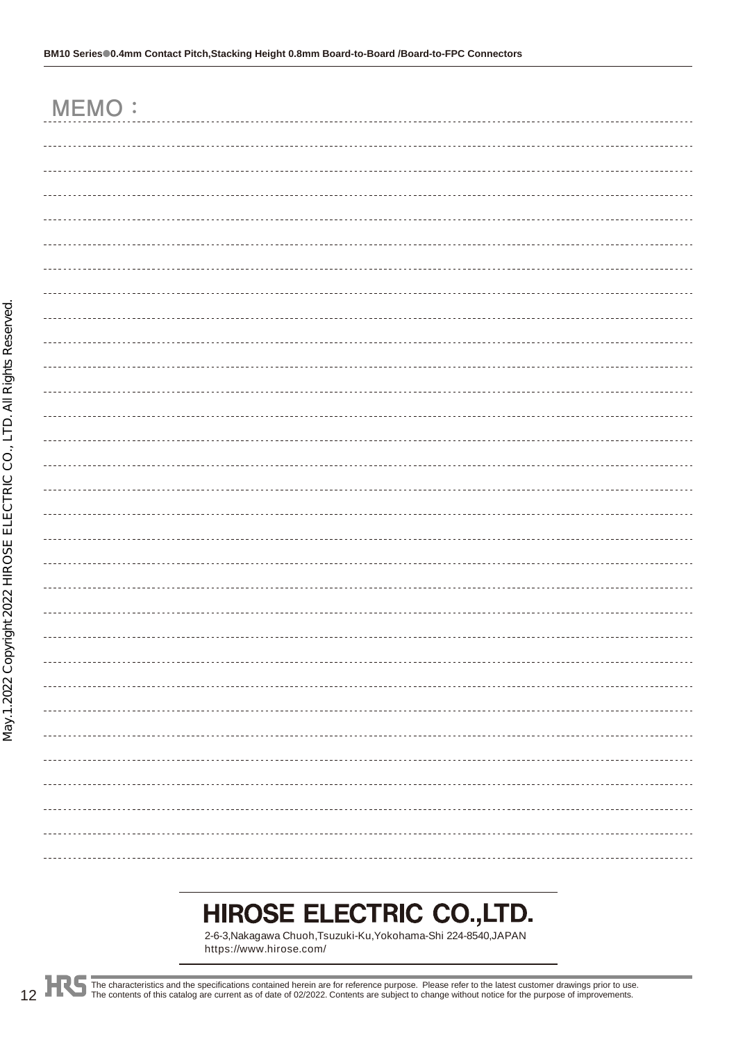# MEMO :

## HIROSE ELECTRIC CO.,LTD.

2-6-3,Nakagawa Chuoh,Tsuzuki-Ku,Yokohama-Shi 224-8540,JAPAN
https://www.hirose.com/

The characteristics and the specifications contained herein are for reference purpose. Please refer to the latest customer drawings prior to use.
The contents of this catalog are current as of date of 02/2022. Contents are subject to change without notice for the purpose of improvements.